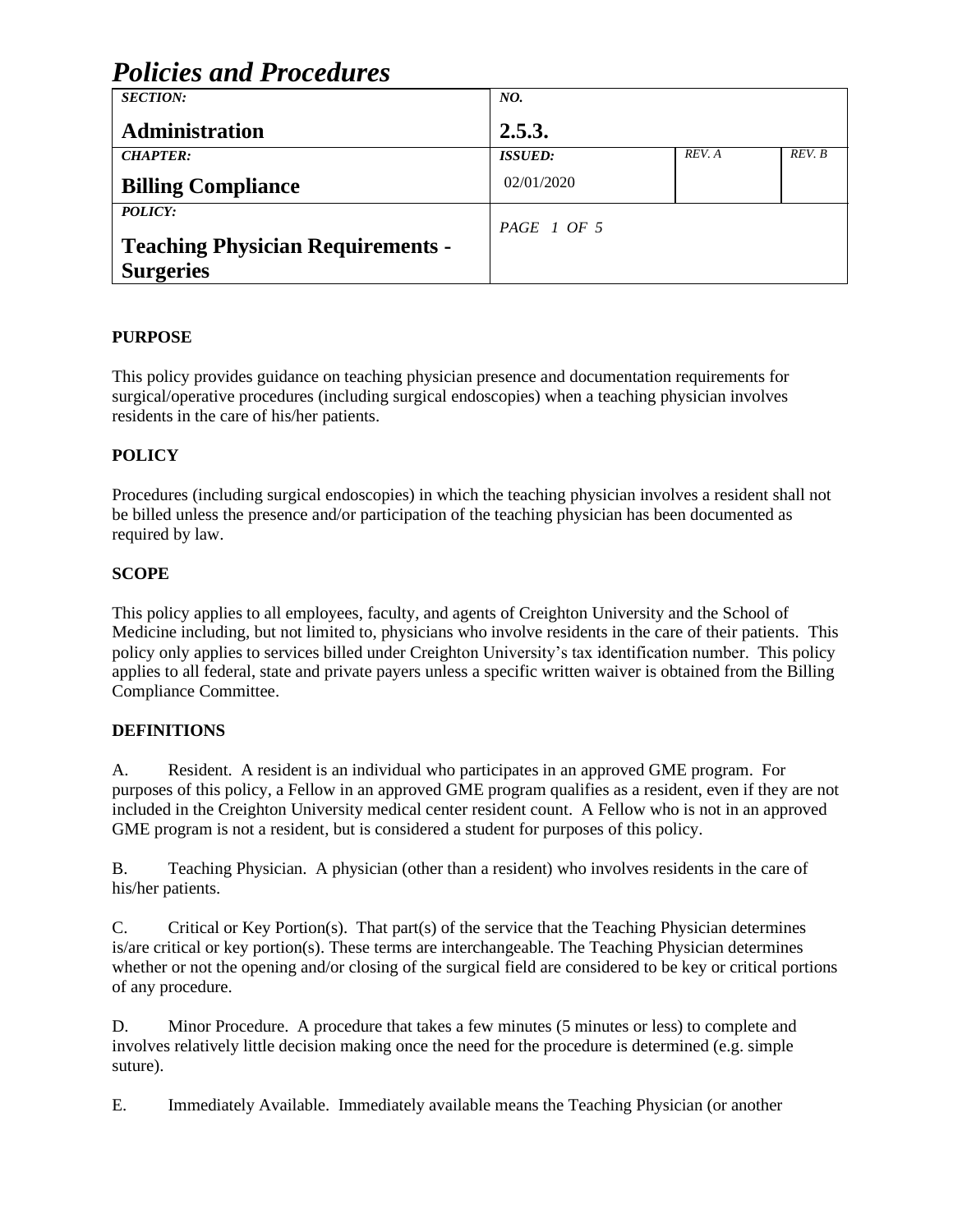# Policies and Procedures

| *SECTION:* **Administration** | *NO.* **2.5.3.** | | |
|---|---|---|---|
| *CHAPTER:* **Billing Compliance** | *ISSUED:* 02/01/2020 | *REV. A* | *REV. B* |
| *POLICY:* **Teaching Physician Requirements - Surgeries** | *PAGE 1 OF 5* | | |

**PURPOSE**

This policy provides guidance on teaching physician presence and documentation requirements for surgical/operative procedures (including surgical endoscopies) when a teaching physician involves residents in the care of his/her patients.

**POLICY**

Procedures (including surgical endoscopies) in which the teaching physician involves a resident shall not be billed unless the presence and/or participation of the teaching physician has been documented as required by law.

**SCOPE**

This policy applies to all employees, faculty, and agents of Creighton University and the School of Medicine including, but not limited to, physicians who involve residents in the care of their patients. This policy only applies to services billed under Creighton University's tax identification number. This policy applies to all federal, state and private payers unless a specific written waiver is obtained from the Billing Compliance Committee.

**DEFINITIONS**

A. Resident. A resident is an individual who participates in an approved GME program. For purposes of this policy, a Fellow in an approved GME program qualifies as a resident, even if they are not included in the Creighton University medical center resident count. A Fellow who is not in an approved GME program is not a resident, but is considered a student for purposes of this policy.

B. Teaching Physician. A physician (other than a resident) who involves residents in the care of his/her patients.

C. Critical or Key Portion(s). That part(s) of the service that the Teaching Physician determines is/are critical or key portion(s). These terms are interchangeable. The Teaching Physician determines whether or not the opening and/or closing of the surgical field are considered to be key or critical portions of any procedure.

D. Minor Procedure. A procedure that takes a few minutes (5 minutes or less) to complete and involves relatively little decision making once the need for the procedure is determined (e.g. simple suture).

E. Immediately Available. Immediately available means the Teaching Physician (or another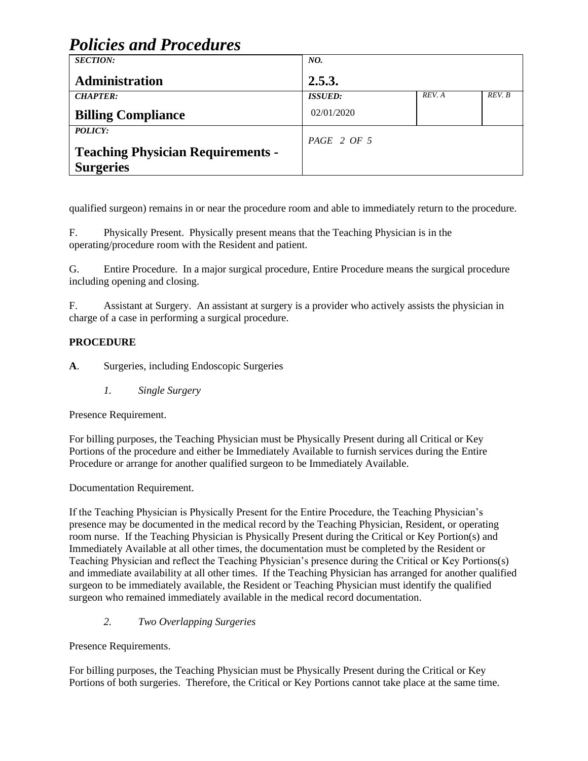qualified surgeon) remains in or near the procedure room and able to immediately return to the procedure.

F. Physically Present. Physically present means that the Teaching Physician is in the operating/procedure room with the Resident and patient.

G. Entire Procedure. In a major surgical procedure, Entire Procedure means the surgical procedure including opening and closing.

F. Assistant at Surgery. An assistant at surgery is a provider who actively assists the physician in charge of a case in performing a surgical procedure.

**PROCEDURE**

**A**. Surgeries, including Endoscopic Surgeries

*1. Single Surgery*

Presence Requirement.

For billing purposes, the Teaching Physician must be Physically Present during all Critical or Key Portions of the procedure and either be Immediately Available to furnish services during the Entire Procedure or arrange for another qualified surgeon to be Immediately Available.

Documentation Requirement.

If the Teaching Physician is Physically Present for the Entire Procedure, the Teaching Physician's presence may be documented in the medical record by the Teaching Physician, Resident, or operating room nurse. If the Teaching Physician is Physically Present during the Critical or Key Portion(s) and Immediately Available at all other times, the documentation must be completed by the Resident or Teaching Physician and reflect the Teaching Physician's presence during the Critical or Key Portions(s) and immediate availability at all other times. If the Teaching Physician has arranged for another qualified surgeon to be immediately available, the Resident or Teaching Physician must identify the qualified surgeon who remained immediately available in the medical record documentation.

*2. Two Overlapping Surgeries*

Presence Requirements.

For billing purposes, the Teaching Physician must be Physically Present during the Critical or Key Portions of both surgeries. Therefore, the Critical or Key Portions cannot take place at the same time.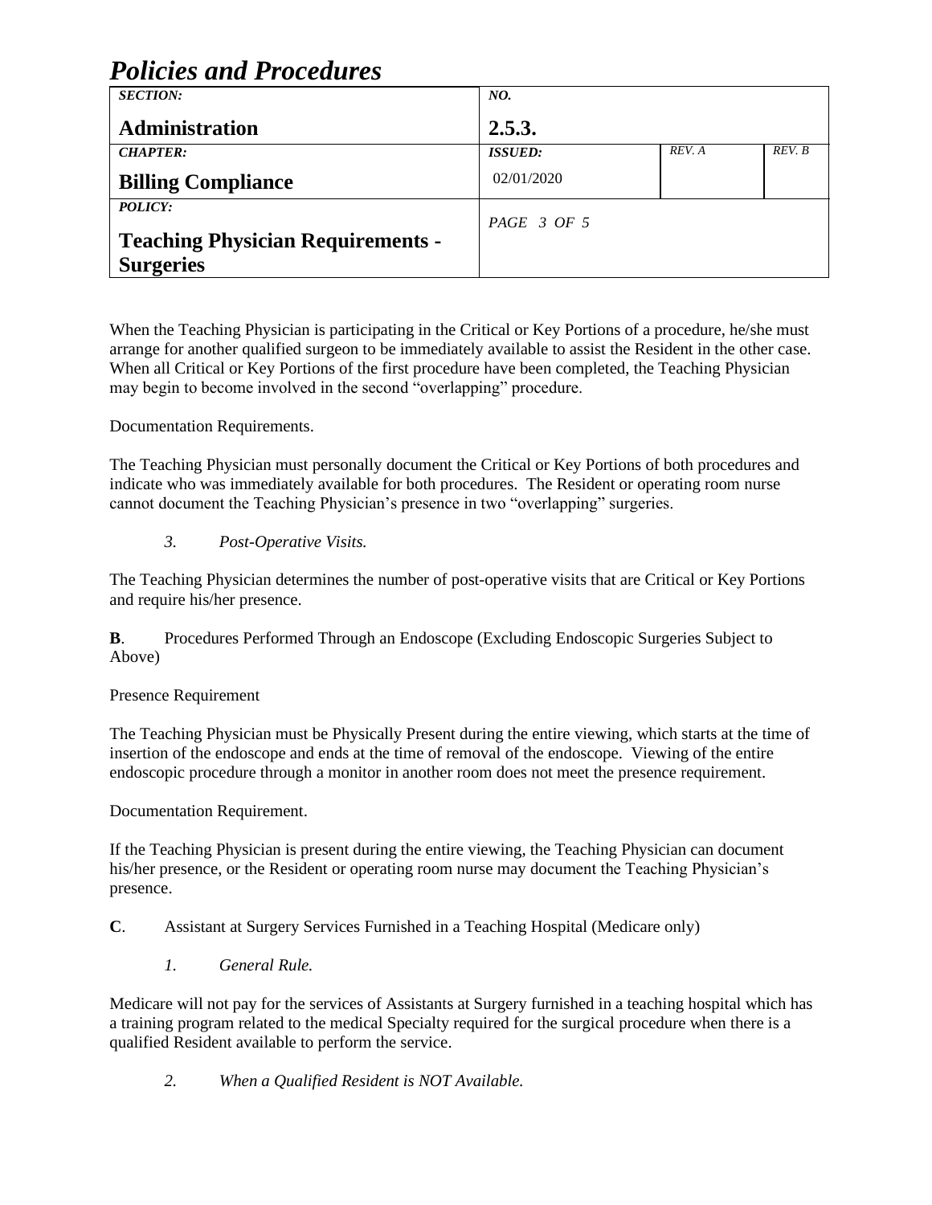When the Teaching Physician is participating in the Critical or Key Portions of a procedure, he/she must arrange for another qualified surgeon to be immediately available to assist the Resident in the other case. When all Critical or Key Portions of the first procedure have been completed, the Teaching Physician may begin to become involved in the second "overlapping" procedure.

Documentation Requirements.

The Teaching Physician must personally document the Critical or Key Portions of both procedures and indicate who was immediately available for both procedures. The Resident or operating room nurse cannot document the Teaching Physician's presence in two "overlapping" surgeries.

*3. Post-Operative Visits.*

The Teaching Physician determines the number of post-operative visits that are Critical or Key Portions and require his/her presence.

**B**. Procedures Performed Through an Endoscope (Excluding Endoscopic Surgeries Subject to Above)

Presence Requirement

The Teaching Physician must be Physically Present during the entire viewing, which starts at the time of insertion of the endoscope and ends at the time of removal of the endoscope. Viewing of the entire endoscopic procedure through a monitor in another room does not meet the presence requirement.

Documentation Requirement.

If the Teaching Physician is present during the entire viewing, the Teaching Physician can document his/her presence, or the Resident or operating room nurse may document the Teaching Physician's presence.

**C**. Assistant at Surgery Services Furnished in a Teaching Hospital (Medicare only)

*1. General Rule.*

Medicare will not pay for the services of Assistants at Surgery furnished in a teaching hospital which has a training program related to the medical Specialty required for the surgical procedure when there is a qualified Resident available to perform the service.

*2. When a Qualified Resident is NOT Available.*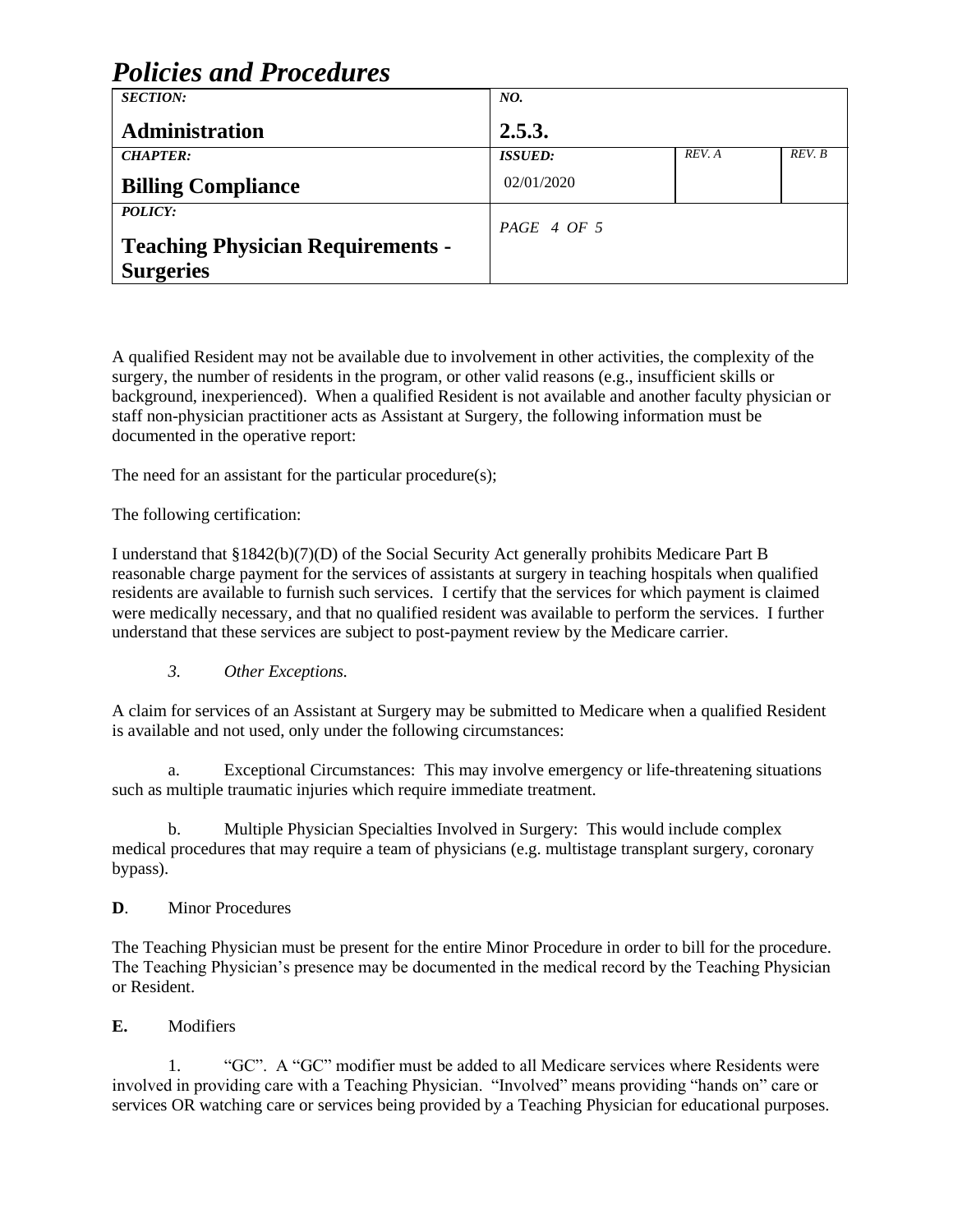A qualified Resident may not be available due to involvement in other activities, the complexity of the surgery, the number of residents in the program, or other valid reasons (e.g., insufficient skills or background, inexperienced). When a qualified Resident is not available and another faculty physician or staff non-physician practitioner acts as Assistant at Surgery, the following information must be documented in the operative report:

The need for an assistant for the particular procedure(s);

The following certification:

I understand that §1842(b)(7)(D) of the Social Security Act generally prohibits Medicare Part B reasonable charge payment for the services of assistants at surgery in teaching hospitals when qualified residents are available to furnish such services. I certify that the services for which payment is claimed were medically necessary, and that no qualified resident was available to perform the services. I further understand that these services are subject to post-payment review by the Medicare carrier.

*3. Other Exceptions.*

A claim for services of an Assistant at Surgery may be submitted to Medicare when a qualified Resident is available and not used, only under the following circumstances:

a. Exceptional Circumstances: This may involve emergency or life-threatening situations such as multiple traumatic injuries which require immediate treatment.

b. Multiple Physician Specialties Involved in Surgery: This would include complex medical procedures that may require a team of physicians (e.g. multistage transplant surgery, coronary bypass).

**D**. Minor Procedures

The Teaching Physician must be present for the entire Minor Procedure in order to bill for the procedure. The Teaching Physician's presence may be documented in the medical record by the Teaching Physician or Resident.

**E.** Modifiers

1. "GC". A "GC" modifier must be added to all Medicare services where Residents were involved in providing care with a Teaching Physician. "Involved" means providing "hands on" care or services OR watching care or services being provided by a Teaching Physician for educational purposes.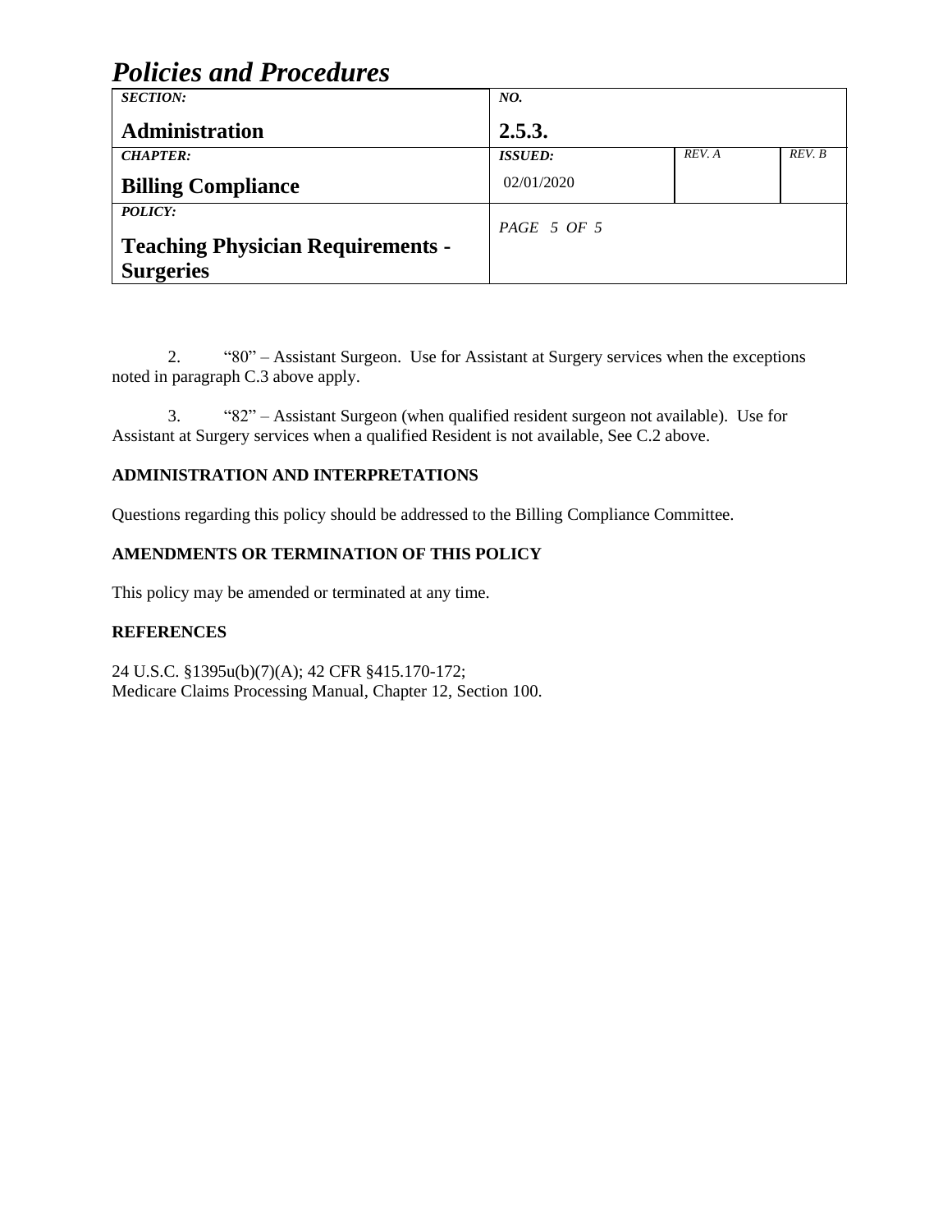2. "80" – Assistant Surgeon. Use for Assistant at Surgery services when the exceptions noted in paragraph C.3 above apply.

3. "82" – Assistant Surgeon (when qualified resident surgeon not available). Use for Assistant at Surgery services when a qualified Resident is not available, See C.2 above.

**ADMINISTRATION AND INTERPRETATIONS**

Questions regarding this policy should be addressed to the Billing Compliance Committee.

**AMENDMENTS OR TERMINATION OF THIS POLICY**

This policy may be amended or terminated at any time.

**REFERENCES**

24 U.S.C. §1395u(b)(7)(A); 42 CFR §415.170-172;
Medicare Claims Processing Manual, Chapter 12, Section 100.